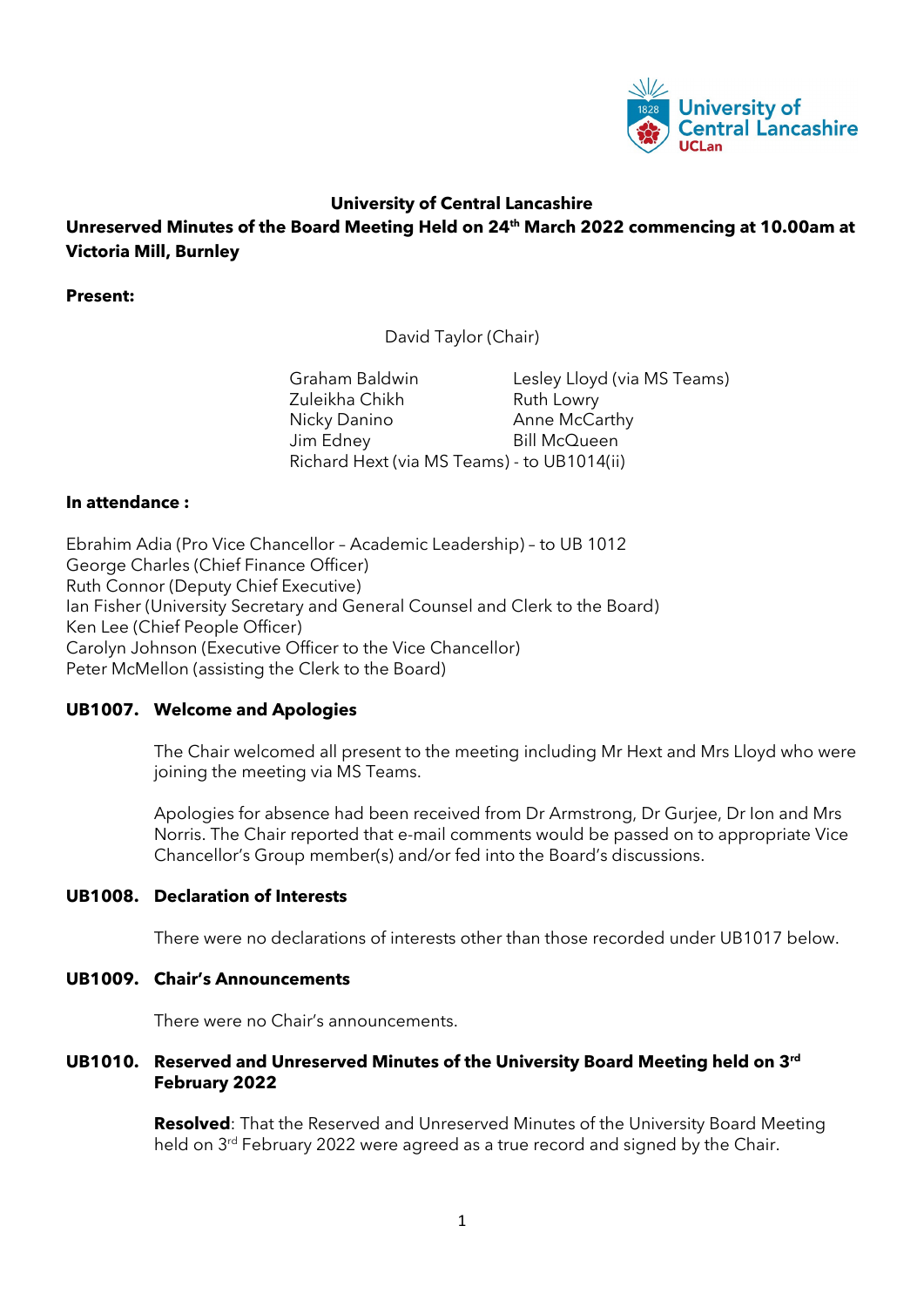**University of Central Lancashire**

**Unreserved Minutes of the Board Meeting Held on 24th March 2022 commencing at 10.00am at Victoria Mill, Burnley**

**Present:**

David Taylor (Chair)

Graham Baldwin
Lesley Lloyd (via MS Teams)
Zuleikha Chikh
Ruth Lowry
Nicky Danino
Anne McCarthy
Jim Edney
Bill McQueen
Richard Hext (via MS Teams) - to UB1014(ii)

**In attendance :**

Ebrahim Adia (Pro Vice Chancellor – Academic Leadership) – to UB 1012
George Charles (Chief Finance Officer)
Ruth Connor (Deputy Chief Executive)
Ian Fisher (University Secretary and General Counsel and Clerk to the Board)
Ken Lee (Chief People Officer)
Carolyn Johnson (Executive Officer to the Vice Chancellor)
Peter McMellon (assisting the Clerk to the Board)

**UB1007. Welcome and Apologies**

The Chair welcomed all present to the meeting including Mr Hext and Mrs Lloyd who were joining the meeting via MS Teams.

Apologies for absence had been received from Dr Armstrong, Dr Gurjee, Dr Ion and Mrs Norris. The Chair reported that e-mail comments would be passed on to appropriate Vice Chancellor's Group member(s) and/or fed into the Board's discussions.

**UB1008. Declaration of Interests**

There were no declarations of interests other than those recorded under UB1017 below.

**UB1009. Chair's Announcements**

There were no Chair's announcements.

**UB1010. Reserved and Unreserved Minutes of the University Board Meeting held on 3rd February 2022**

**Resolved**: That the Reserved and Unreserved Minutes of the University Board Meeting held on 3rd February 2022 were agreed as a true record and signed by the Chair.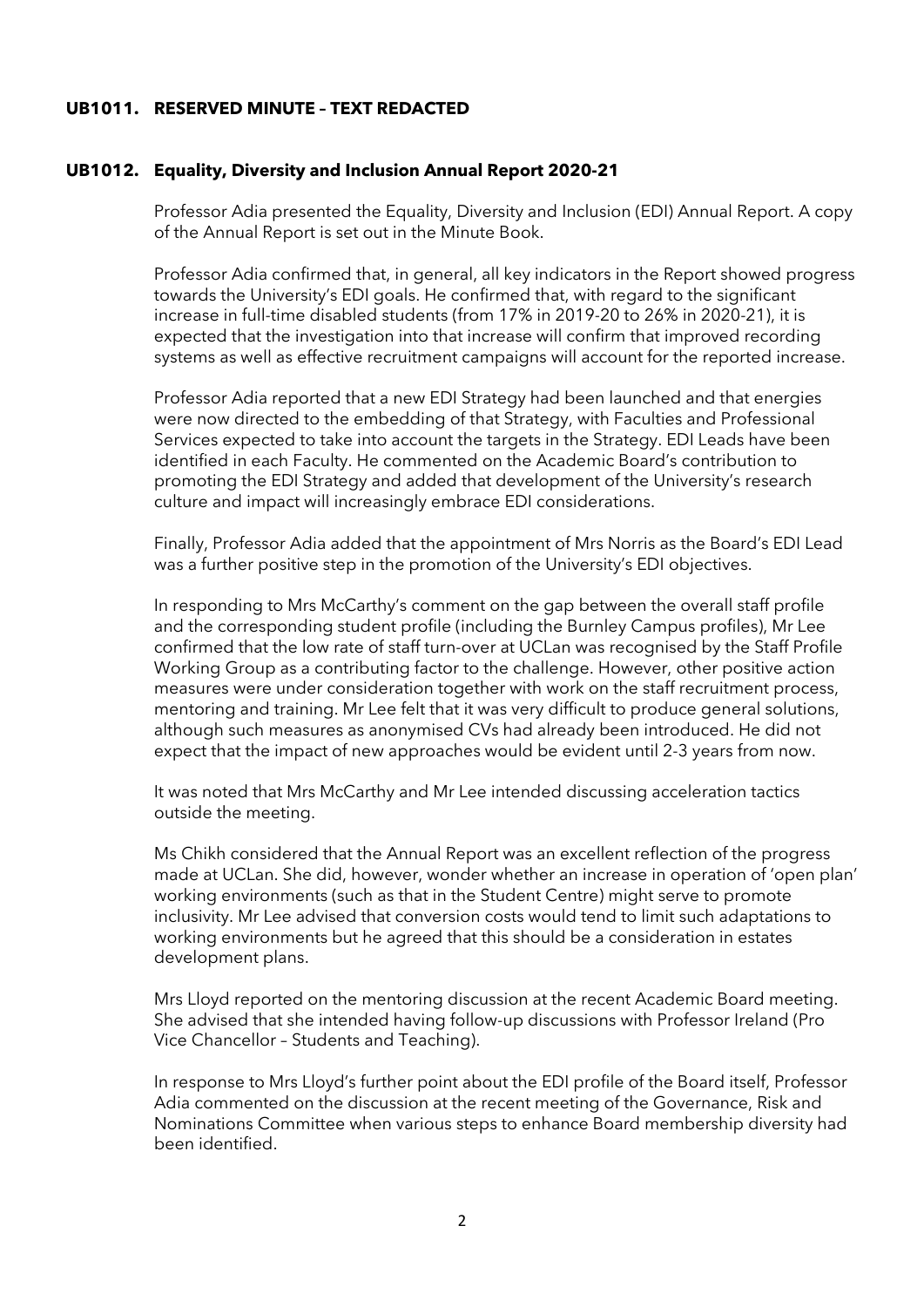## UB1011. RESERVED MINUTE – TEXT REDACTED

## UB1012. Equality, Diversity and Inclusion Annual Report 2020-21

Professor Adia presented the Equality, Diversity and Inclusion (EDI) Annual Report. A copy of the Annual Report is set out in the Minute Book.

Professor Adia confirmed that, in general, all key indicators in the Report showed progress towards the University's EDI goals. He confirmed that, with regard to the significant increase in full-time disabled students (from 17% in 2019-20 to 26% in 2020-21), it is expected that the investigation into that increase will confirm that improved recording systems as well as effective recruitment campaigns will account for the reported increase.

Professor Adia reported that a new EDI Strategy had been launched and that energies were now directed to the embedding of that Strategy, with Faculties and Professional Services expected to take into account the targets in the Strategy. EDI Leads have been identified in each Faculty. He commented on the Academic Board's contribution to promoting the EDI Strategy and added that development of the University's research culture and impact will increasingly embrace EDI considerations.

Finally, Professor Adia added that the appointment of Mrs Norris as the Board's EDI Lead was a further positive step in the promotion of the University's EDI objectives.

In responding to Mrs McCarthy's comment on the gap between the overall staff profile and the corresponding student profile (including the Burnley Campus profiles), Mr Lee confirmed that the low rate of staff turn-over at UCLan was recognised by the Staff Profile Working Group as a contributing factor to the challenge. However, other positive action measures were under consideration together with work on the staff recruitment process, mentoring and training. Mr Lee felt that it was very difficult to produce general solutions, although such measures as anonymised CVs had already been introduced. He did not expect that the impact of new approaches would be evident until 2-3 years from now.

It was noted that Mrs McCarthy and Mr Lee intended discussing acceleration tactics outside the meeting.

Ms Chikh considered that the Annual Report was an excellent reflection of the progress made at UCLan. She did, however, wonder whether an increase in operation of 'open plan' working environments (such as that in the Student Centre) might serve to promote inclusivity. Mr Lee advised that conversion costs would tend to limit such adaptations to working environments but he agreed that this should be a consideration in estates development plans.

Mrs Lloyd reported on the mentoring discussion at the recent Academic Board meeting. She advised that she intended having follow-up discussions with Professor Ireland (Pro Vice Chancellor – Students and Teaching).

In response to Mrs Lloyd's further point about the EDI profile of the Board itself, Professor Adia commented on the discussion at the recent meeting of the Governance, Risk and Nominations Committee when various steps to enhance Board membership diversity had been identified.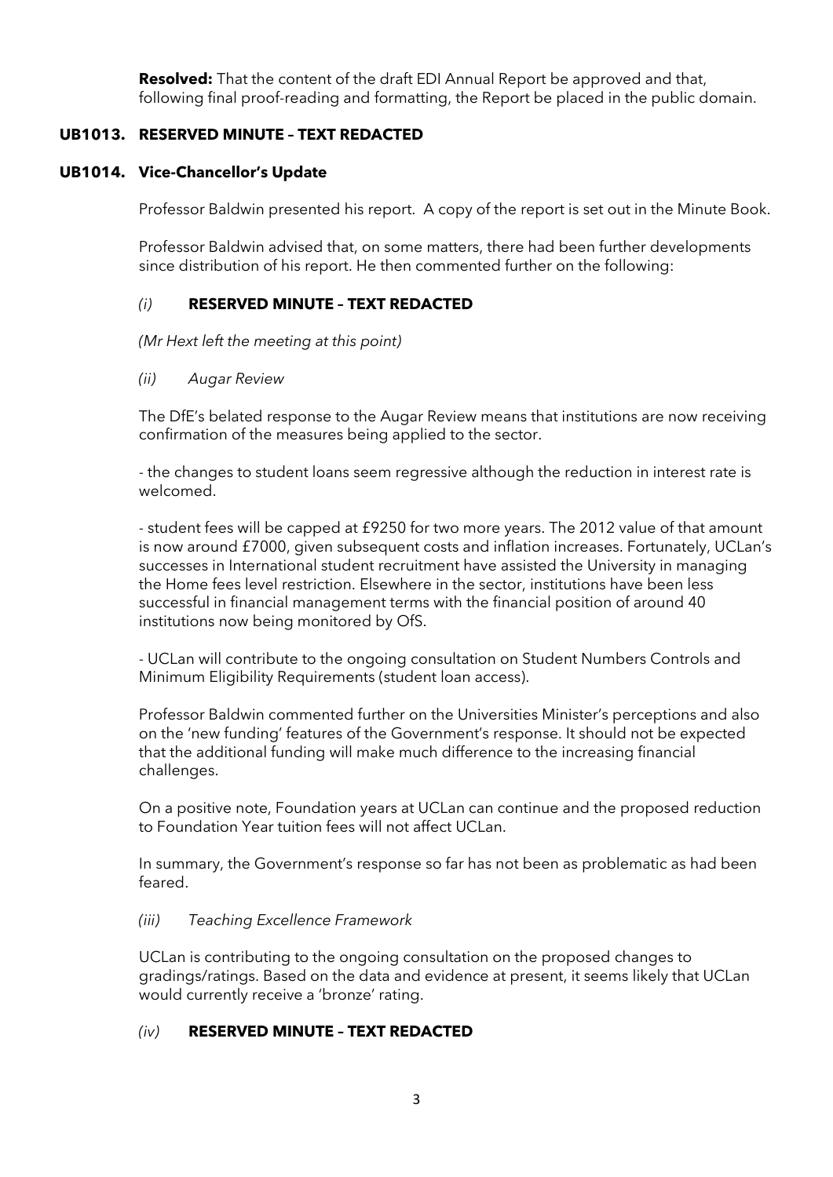**Resolved:** That the content of the draft EDI Annual Report be approved and that, following final proof-reading and formatting, the Report be placed in the public domain.

### UB1013. RESERVED MINUTE – TEXT REDACTED

### UB1014. Vice-Chancellor's Update

Professor Baldwin presented his report. A copy of the report is set out in the Minute Book.

Professor Baldwin advised that, on some matters, there had been further developments since distribution of his report. He then commented further on the following:

*(i)* **RESERVED MINUTE – TEXT REDACTED**

*(Mr Hext left the meeting at this point)*

*(ii) Augar Review*

The DfE's belated response to the Augar Review means that institutions are now receiving confirmation of the measures being applied to the sector.

- the changes to student loans seem regressive although the reduction in interest rate is welcomed.

- student fees will be capped at £9250 for two more years. The 2012 value of that amount is now around £7000, given subsequent costs and inflation increases. Fortunately, UCLan's successes in International student recruitment have assisted the University in managing the Home fees level restriction. Elsewhere in the sector, institutions have been less successful in financial management terms with the financial position of around 40 institutions now being monitored by OfS.

- UCLan will contribute to the ongoing consultation on Student Numbers Controls and Minimum Eligibility Requirements (student loan access).

Professor Baldwin commented further on the Universities Minister's perceptions and also on the 'new funding' features of the Government's response. It should not be expected that the additional funding will make much difference to the increasing financial challenges.

On a positive note, Foundation years at UCLan can continue and the proposed reduction to Foundation Year tuition fees will not affect UCLan.

In summary, the Government's response so far has not been as problematic as had been feared.

*(iii) Teaching Excellence Framework*

UCLan is contributing to the ongoing consultation on the proposed changes to gradings/ratings. Based on the data and evidence at present, it seems likely that UCLan would currently receive a 'bronze' rating.

*(iv)* **RESERVED MINUTE – TEXT REDACTED**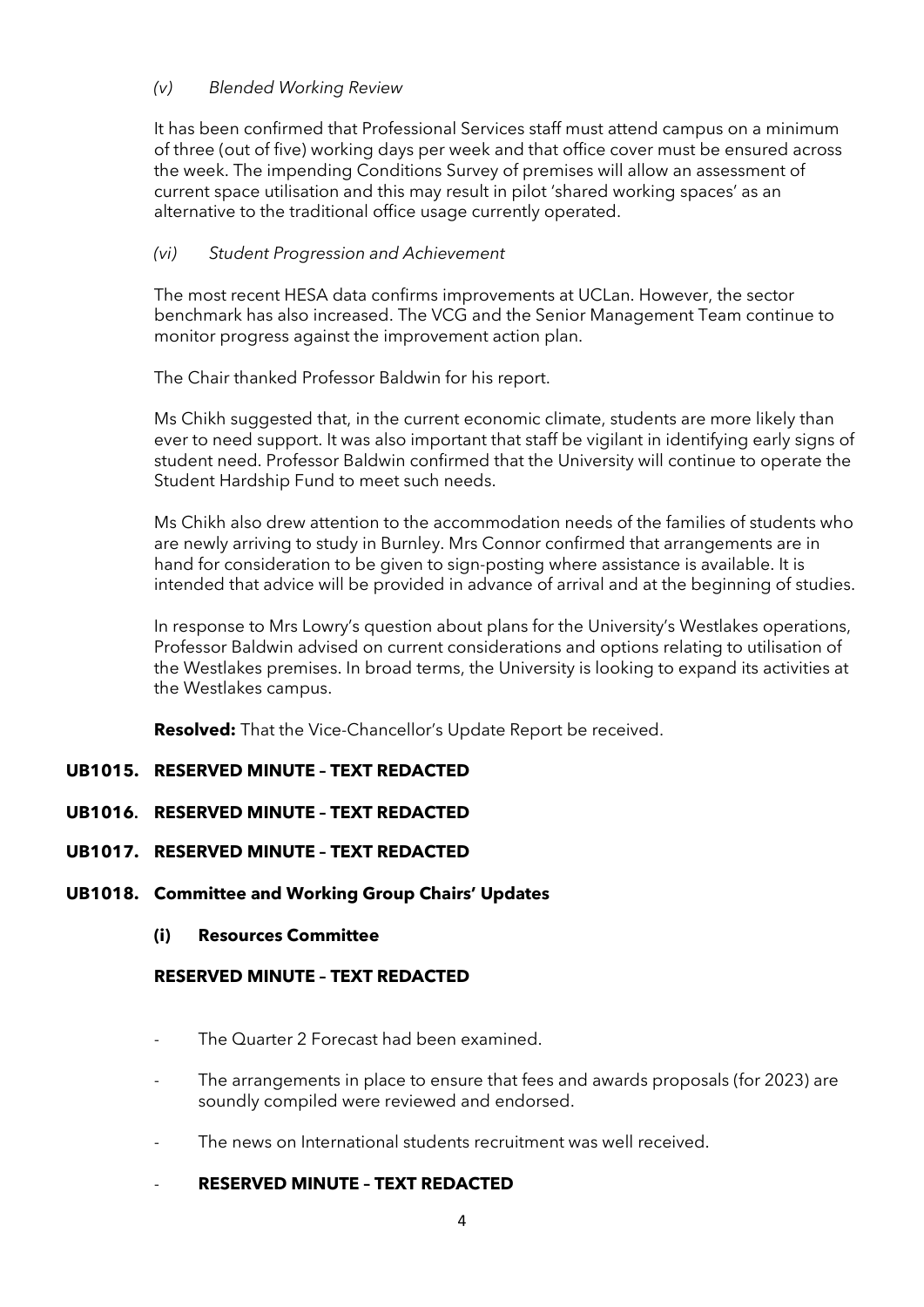*(v) Blended Working Review*

It has been confirmed that Professional Services staff must attend campus on a minimum of three (out of five) working days per week and that office cover must be ensured across the week. The impending Conditions Survey of premises will allow an assessment of current space utilisation and this may result in pilot 'shared working spaces' as an alternative to the traditional office usage currently operated.

*(vi) Student Progression and Achievement*

The most recent HESA data confirms improvements at UCLan. However, the sector benchmark has also increased. The VCG and the Senior Management Team continue to monitor progress against the improvement action plan.

The Chair thanked Professor Baldwin for his report.

Ms Chikh suggested that, in the current economic climate, students are more likely than ever to need support. It was also important that staff be vigilant in identifying early signs of student need. Professor Baldwin confirmed that the University will continue to operate the Student Hardship Fund to meet such needs.

Ms Chikh also drew attention to the accommodation needs of the families of students who are newly arriving to study in Burnley. Mrs Connor confirmed that arrangements are in hand for consideration to be given to sign-posting where assistance is available. It is intended that advice will be provided in advance of arrival and at the beginning of studies.

In response to Mrs Lowry's question about plans for the University's Westlakes operations, Professor Baldwin advised on current considerations and options relating to utilisation of the Westlakes premises. In broad terms, the University is looking to expand its activities at the Westlakes campus.

**Resolved:** That the Vice-Chancellor's Update Report be received.

## UB1015. RESERVED MINUTE – TEXT REDACTED

## UB1016. RESERVED MINUTE – TEXT REDACTED

## UB1017. RESERVED MINUTE – TEXT REDACTED

## UB1018. Committee and Working Group Chairs' Updates

### (i) Resources Committee

**RESERVED MINUTE – TEXT REDACTED**

- The Quarter 2 Forecast had been examined.
- The arrangements in place to ensure that fees and awards proposals (for 2023) are soundly compiled were reviewed and endorsed.
- The news on International students recruitment was well received.
- **RESERVED MINUTE – TEXT REDACTED**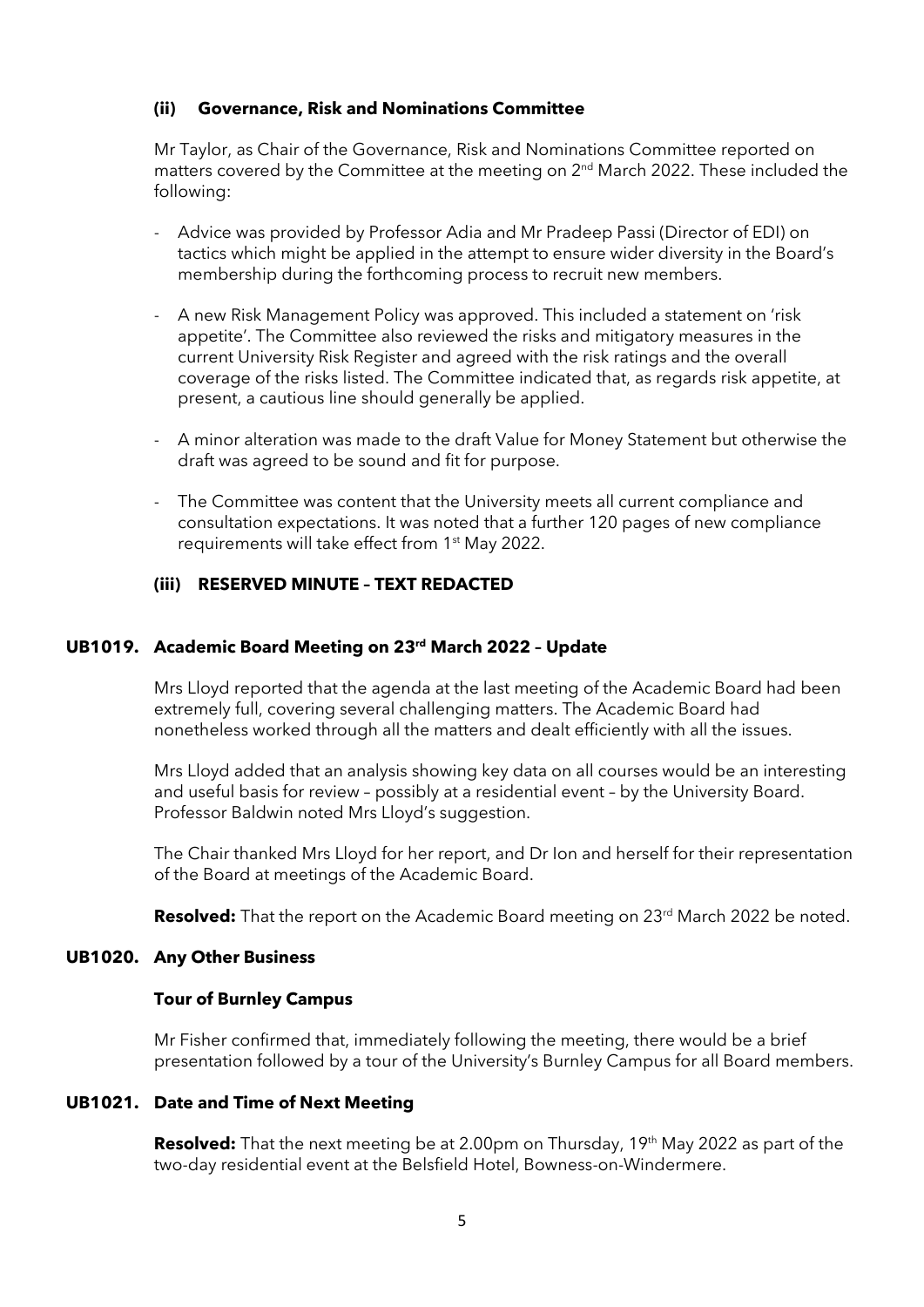### (ii) Governance, Risk and Nominations Committee

Mr Taylor, as Chair of the Governance, Risk and Nominations Committee reported on matters covered by the Committee at the meeting on 2nd March 2022. These included the following:

- Advice was provided by Professor Adia and Mr Pradeep Passi (Director of EDI) on tactics which might be applied in the attempt to ensure wider diversity in the Board's membership during the forthcoming process to recruit new members.
- A new Risk Management Policy was approved. This included a statement on 'risk appetite'. The Committee also reviewed the risks and mitigatory measures in the current University Risk Register and agreed with the risk ratings and the overall coverage of the risks listed. The Committee indicated that, as regards risk appetite, at present, a cautious line should generally be applied.
- A minor alteration was made to the draft Value for Money Statement but otherwise the draft was agreed to be sound and fit for purpose.
- The Committee was content that the University meets all current compliance and consultation expectations. It was noted that a further 120 pages of new compliance requirements will take effect from 1st May 2022.

### (iii) RESERVED MINUTE – TEXT REDACTED

## UB1019. Academic Board Meeting on 23rd March 2022 – Update

Mrs Lloyd reported that the agenda at the last meeting of the Academic Board had been extremely full, covering several challenging matters. The Academic Board had nonetheless worked through all the matters and dealt efficiently with all the issues.

Mrs Lloyd added that an analysis showing key data on all courses would be an interesting and useful basis for review – possibly at a residential event – by the University Board. Professor Baldwin noted Mrs Lloyd's suggestion.

The Chair thanked Mrs Lloyd for her report, and Dr Ion and herself for their representation of the Board at meetings of the Academic Board.

**Resolved:** That the report on the Academic Board meeting on 23rd March 2022 be noted.

## UB1020. Any Other Business

### Tour of Burnley Campus

Mr Fisher confirmed that, immediately following the meeting, there would be a brief presentation followed by a tour of the University's Burnley Campus for all Board members.

## UB1021. Date and Time of Next Meeting

**Resolved:** That the next meeting be at 2.00pm on Thursday, 19th May 2022 as part of the two-day residential event at the Belsfield Hotel, Bowness-on-Windermere.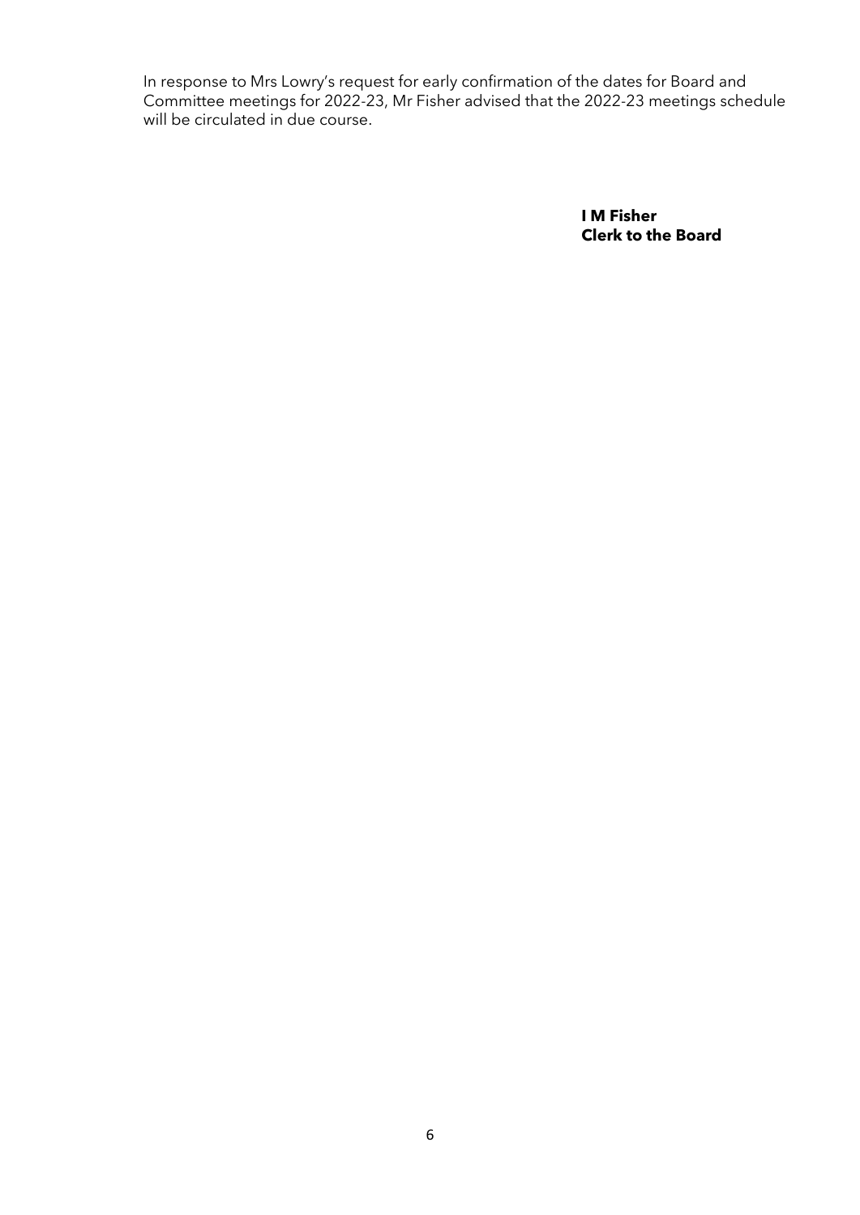In response to Mrs Lowry's request for early confirmation of the dates for Board and Committee meetings for 2022-23, Mr Fisher advised that the 2022-23 meetings schedule will be circulated in due course.

**I M Fisher**
**Clerk to the Board**